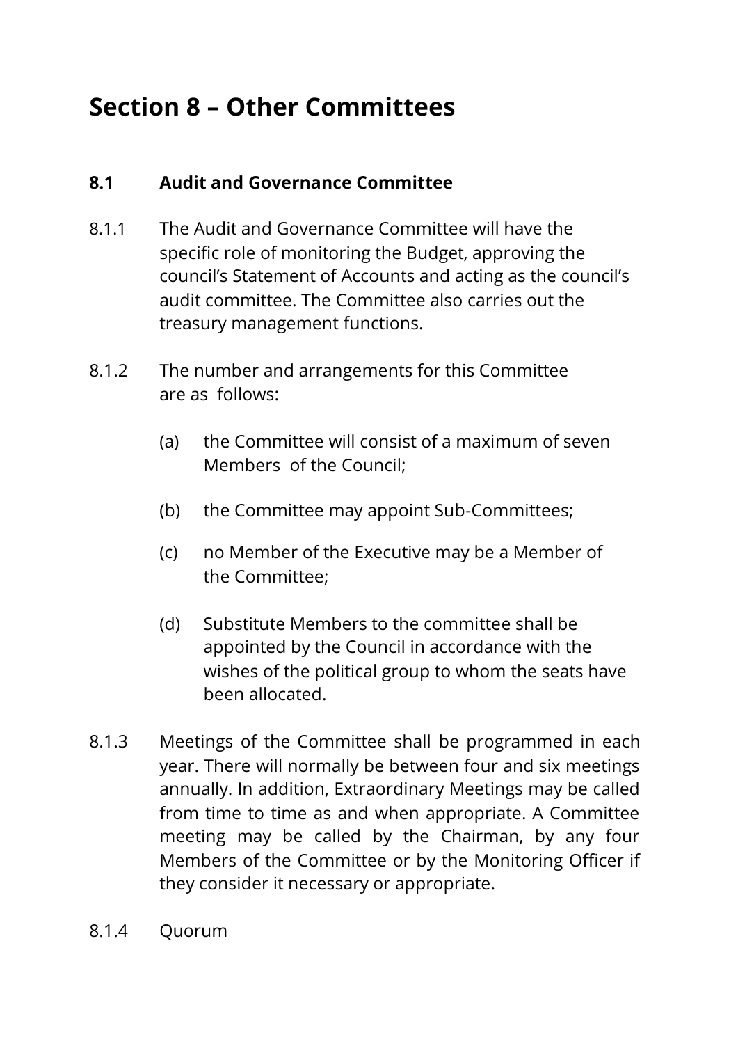# Section 8 – Other Committees

## 8.1 Audit and Governance Committee

8.1.1 The Audit and Governance Committee will have the specific role of monitoring the Budget, approving the council's Statement of Accounts and acting as the council's audit committee. The Committee also carries out the treasury management functions.

8.1.2 The number and arrangements for this Committee are as follows:

- (a) the Committee will consist of a maximum of seven Members of the Council;
- (b) the Committee may appoint Sub-Committees;
- (c) no Member of the Executive may be a Member of the Committee;
- (d) Substitute Members to the committee shall be appointed by the Council in accordance with the wishes of the political group to whom the seats have been allocated.

8.1.3 Meetings of the Committee shall be programmed in each year. There will normally be between four and six meetings annually. In addition, Extraordinary Meetings may be called from time to time as and when appropriate. A Committee meeting may be called by the Chairman, by any four Members of the Committee or by the Monitoring Officer if they consider it necessary or appropriate.

8.1.4 Quorum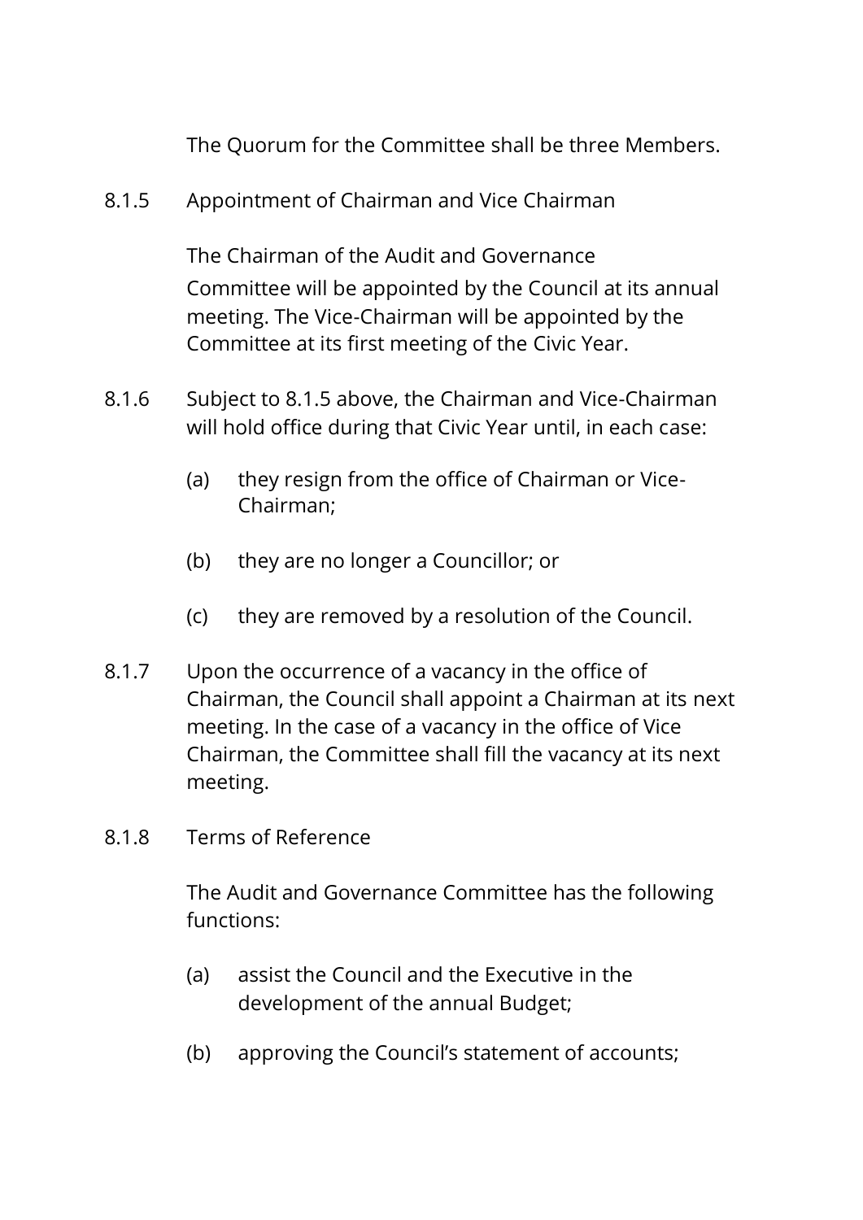The Quorum for the Committee shall be three Members.

8.1.5 Appointment of Chairman and Vice Chairman

The Chairman of the Audit and Governance Committee will be appointed by the Council at its annual meeting. The Vice-Chairman will be appointed by the Committee at its first meeting of the Civic Year.

8.1.6 Subject to 8.1.5 above, the Chairman and Vice-Chairman will hold office during that Civic Year until, in each case:

(a) they resign from the office of Chairman or Vice-Chairman;

(b) they are no longer a Councillor; or

(c) they are removed by a resolution of the Council.

8.1.7 Upon the occurrence of a vacancy in the office of Chairman, the Council shall appoint a Chairman at its next meeting. In the case of a vacancy in the office of Vice Chairman, the Committee shall fill the vacancy at its next meeting.

8.1.8 Terms of Reference

The Audit and Governance Committee has the following functions:

(a) assist the Council and the Executive in the development of the annual Budget;

(b) approving the Council's statement of accounts;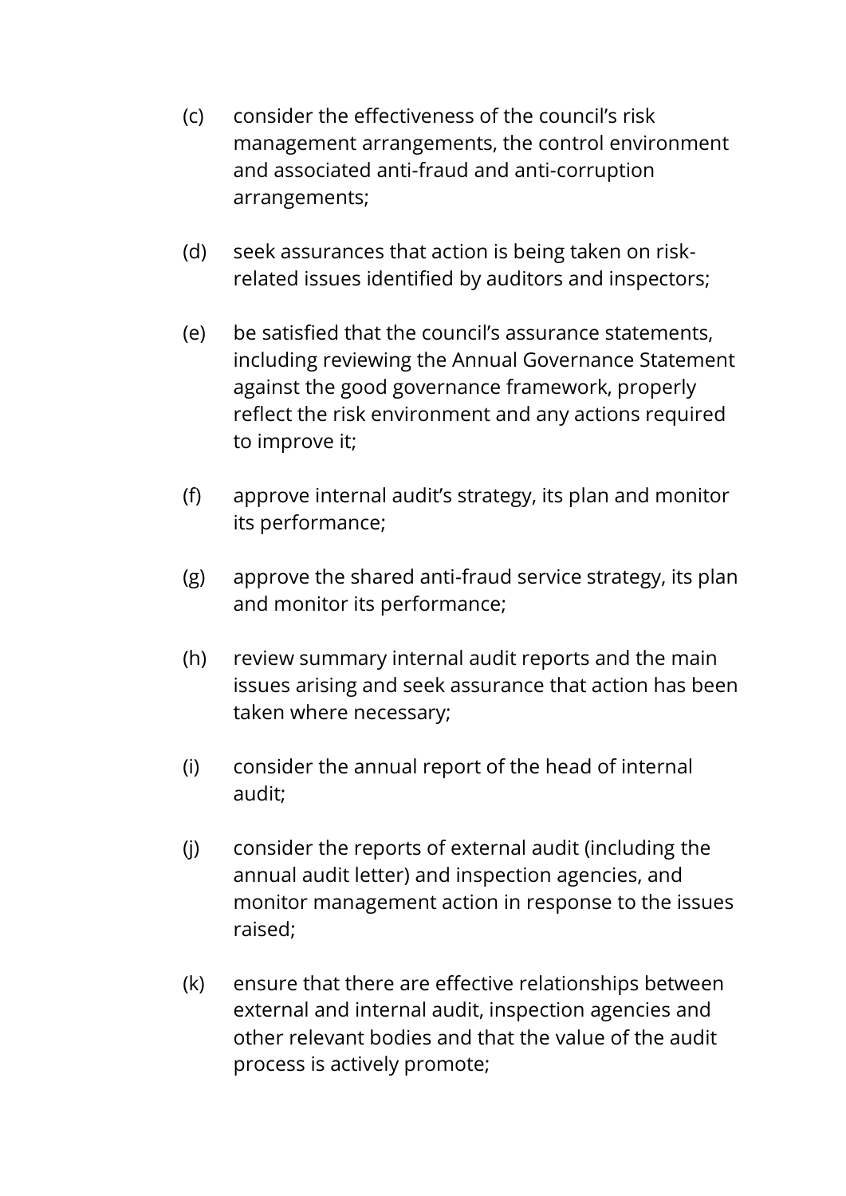(c) consider the effectiveness of the council's risk management arrangements, the control environment and associated anti-fraud and anti-corruption arrangements;

(d) seek assurances that action is being taken on risk-related issues identified by auditors and inspectors;

(e) be satisfied that the council's assurance statements, including reviewing the Annual Governance Statement against the good governance framework, properly reflect the risk environment and any actions required to improve it;

(f) approve internal audit's strategy, its plan and monitor its performance;

(g) approve the shared anti-fraud service strategy, its plan and monitor its performance;

(h) review summary internal audit reports and the main issues arising and seek assurance that action has been taken where necessary;

(i) consider the annual report of the head of internal audit;

(j) consider the reports of external audit (including the annual audit letter) and inspection agencies, and monitor management action in response to the issues raised;

(k) ensure that there are effective relationships between external and internal audit, inspection agencies and other relevant bodies and that the value of the audit process is actively promote;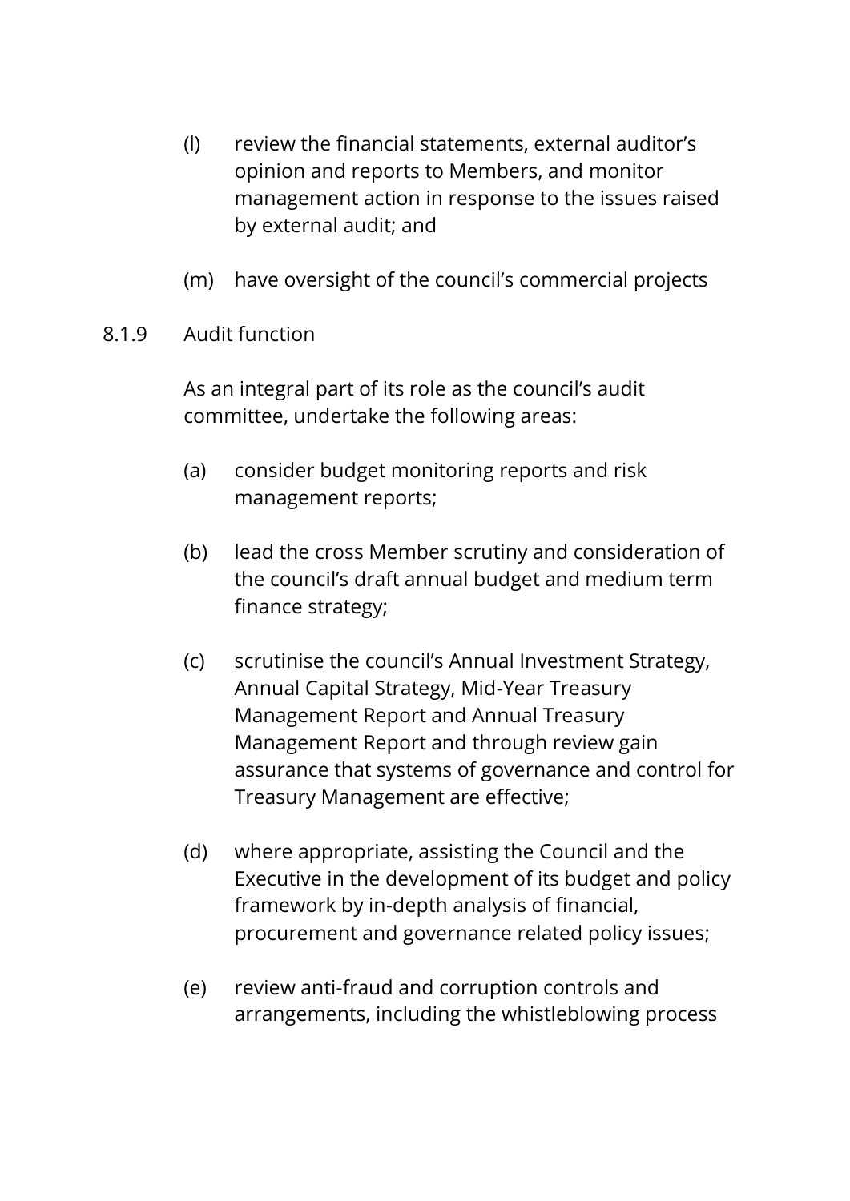(l) review the financial statements, external auditor's opinion and reports to Members, and monitor management action in response to the issues raised by external audit; and

(m) have oversight of the council's commercial projects

8.1.9 Audit function

As an integral part of its role as the council's audit committee, undertake the following areas:

(a) consider budget monitoring reports and risk management reports;

(b) lead the cross Member scrutiny and consideration of the council's draft annual budget and medium term finance strategy;

(c) scrutinise the council's Annual Investment Strategy, Annual Capital Strategy, Mid-Year Treasury Management Report and Annual Treasury Management Report and through review gain assurance that systems of governance and control for Treasury Management are effective;

(d) where appropriate, assisting the Council and the Executive in the development of its budget and policy framework by in-depth analysis of financial, procurement and governance related policy issues;

(e) review anti-fraud and corruption controls and arrangements, including the whistleblowing process